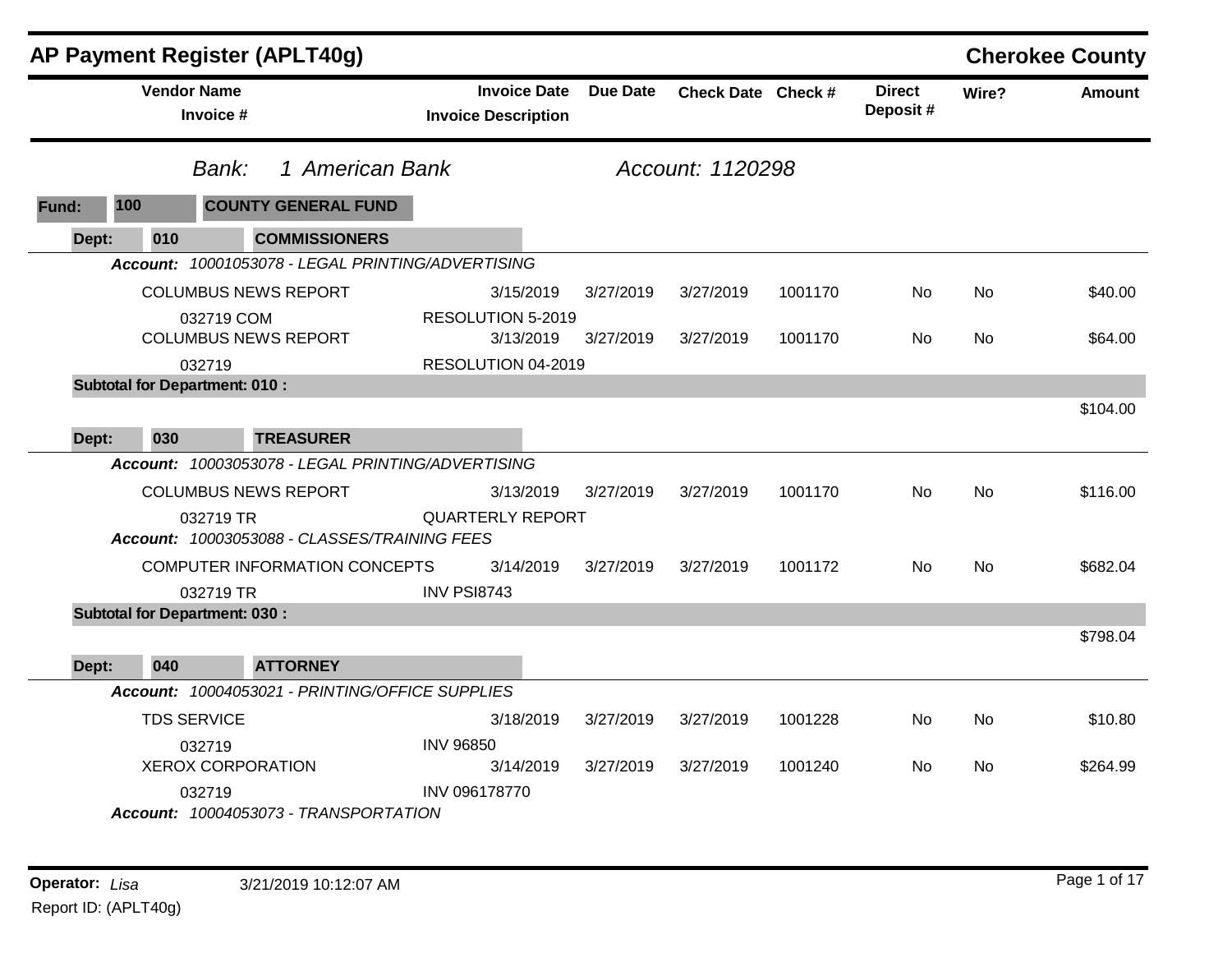# AP Payment Register (APLT40g)

**Cherokee County**

| Vendor Name / Invoice # | Invoice Date / Invoice Description | Due Date | Check Date | Check # | Direct Deposit # | Wire? | Amount |
|---|---|---|---|---|---|---|---|

*Bank: 1 American Bank* *Account: 1120298*

**Fund: 100 COUNTY GENERAL FUND**

**Dept: 010 COMMISSIONERS**

*Account: 10001053078 - LEGAL PRINTING/ADVERTISING*

| Vendor Name / Invoice # | Invoice Date / Invoice Description | Due Date | Check Date | Check # | Direct Deposit # | Wire? | Amount |
|---|---|---|---|---|---|---|---|
| COLUMBUS NEWS REPORT | 3/15/2019 | 3/27/2019 | 3/27/2019 | 1001170 | No | No | $40.00 |
| 032719 COM | RESOLUTION 5-2019 | | | | | | |
| COLUMBUS NEWS REPORT | 3/13/2019 | 3/27/2019 | 3/27/2019 | 1001170 | No | No | $64.00 |
| 032719 | RESOLUTION 04-2019 | | | | | | |

**Subtotal for Department: 010 :** $104.00

**Dept: 030 TREASURER**

*Account: 10003053078 - LEGAL PRINTING/ADVERTISING*

| Vendor Name / Invoice # | Invoice Date / Invoice Description | Due Date | Check Date | Check # | Direct Deposit # | Wire? | Amount |
|---|---|---|---|---|---|---|---|
| COLUMBUS NEWS REPORT | 3/13/2019 | 3/27/2019 | 3/27/2019 | 1001170 | No | No | $116.00 |
| 032719 TR | QUARTERLY REPORT | | | | | | |

*Account: 10003053088 - CLASSES/TRAINING FEES*

| Vendor Name / Invoice # | Invoice Date / Invoice Description | Due Date | Check Date | Check # | Direct Deposit # | Wire? | Amount |
|---|---|---|---|---|---|---|---|
| COMPUTER INFORMATION CONCEPTS | 3/14/2019 | 3/27/2019 | 3/27/2019 | 1001172 | No | No | $682.04 |
| 032719 TR | INV PSI8743 | | | | | | |

**Subtotal for Department: 030 :** $798.04

**Dept: 040 ATTORNEY**

*Account: 10004053021 - PRINTING/OFFICE SUPPLIES*

| Vendor Name / Invoice # | Invoice Date / Invoice Description | Due Date | Check Date | Check # | Direct Deposit # | Wire? | Amount |
|---|---|---|---|---|---|---|---|
| TDS SERVICE | 3/18/2019 | 3/27/2019 | 3/27/2019 | 1001228 | No | No | $10.80 |
| 032719 | INV 96850 | | | | | | |
| XEROX CORPORATION | 3/14/2019 | 3/27/2019 | 3/27/2019 | 1001240 | No | No | $264.99 |
| 032719 | INV 096178770 | | | | | | |

*Account: 10004053073 - TRANSPORTATION*

**Operator:** *Lisa* 3/21/2019 10:12:07 AM

Report ID: (APLT40g)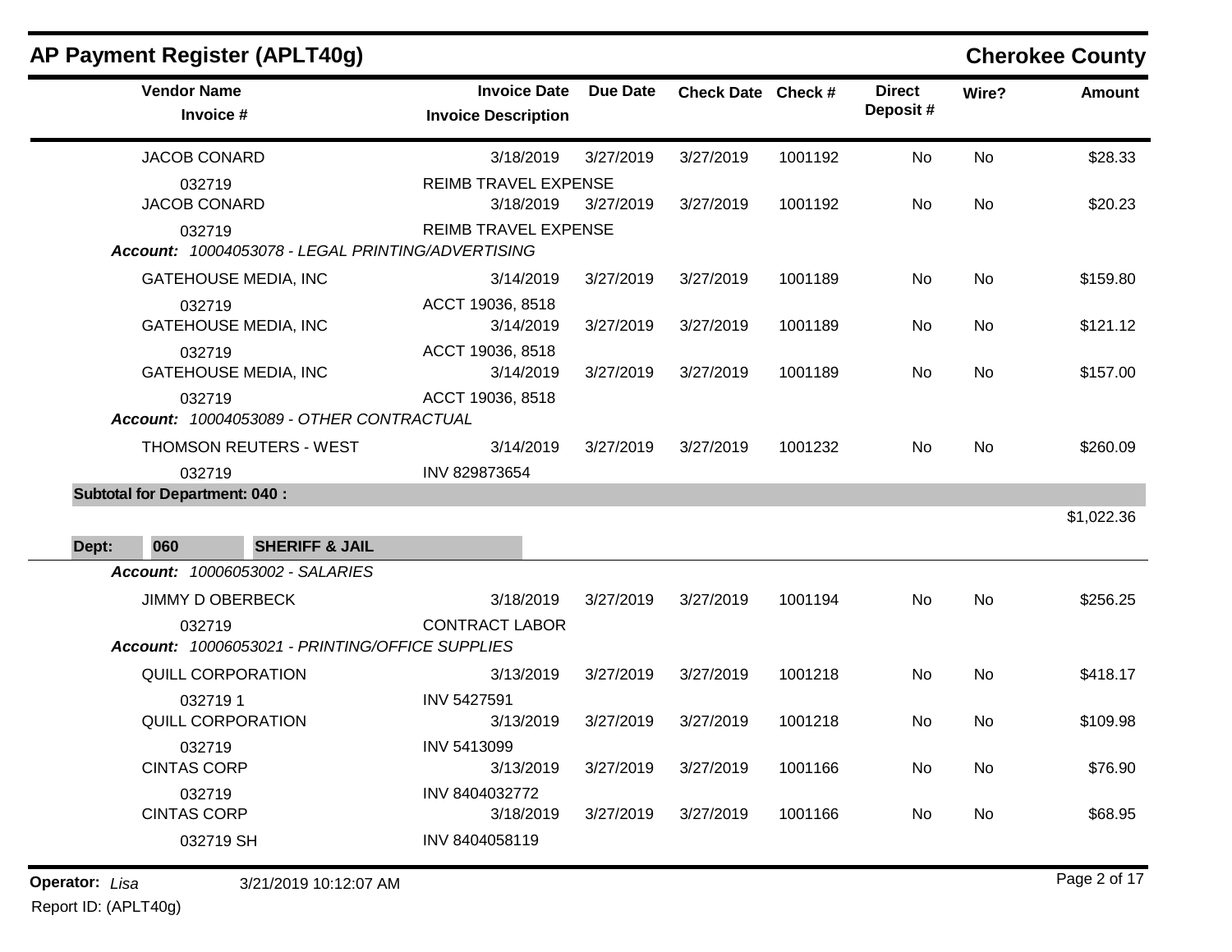## AP Payment Register (APLT40g)

**Cherokee County**

| Vendor Name / Invoice # | Invoice Date / Invoice Description | Due Date | Check Date | Check # | Direct Deposit # | Wire? | Amount |
|---|---|---|---|---|---|---|---|
| JACOB CONARD | 3/18/2019 | 3/27/2019 | 3/27/2019 | 1001192 | No | No | $28.33 |
| 032719 | REIMB TRAVEL EXPENSE | | | | | | |
| JACOB CONARD | 3/18/2019 | 3/27/2019 | 3/27/2019 | 1001192 | No | No | $20.23 |
| 032719 | REIMB TRAVEL EXPENSE | | | | | | |
| ***Account:** 10004053078 - LEGAL PRINTING/ADVERTISING* | | | | | | | |
| GATEHOUSE MEDIA, INC | 3/14/2019 | 3/27/2019 | 3/27/2019 | 1001189 | No | No | $159.80 |
| 032719 | ACCT 19036, 8518 | | | | | | |
| GATEHOUSE MEDIA, INC | 3/14/2019 | 3/27/2019 | 3/27/2019 | 1001189 | No | No | $121.12 |
| 032719 | ACCT 19036, 8518 | | | | | | |
| GATEHOUSE MEDIA, INC | 3/14/2019 | 3/27/2019 | 3/27/2019 | 1001189 | No | No | $157.00 |
| 032719 | ACCT 19036, 8518 | | | | | | |
| ***Account:** 10004053089 - OTHER CONTRACTUAL* | | | | | | | |
| THOMSON REUTERS - WEST | 3/14/2019 | 3/27/2019 | 3/27/2019 | 1001232 | No | No | $260.09 |
| 032719 | INV 829873654 | | | | | | |
| **Subtotal for Department: 040 :** | | | | | | | $1,022.36 |
| **Dept: 060 SHERIFF & JAIL** | | | | | | | |
| ***Account:** 10006053002 - SALARIES* | | | | | | | |
| JIMMY D OBERBECK | 3/18/2019 | 3/27/2019 | 3/27/2019 | 1001194 | No | No | $256.25 |
| 032719 | CONTRACT LABOR | | | | | | |
| ***Account:** 10006053021 - PRINTING/OFFICE SUPPLIES* | | | | | | | |
| QUILL CORPORATION | 3/13/2019 | 3/27/2019 | 3/27/2019 | 1001218 | No | No | $418.17 |
| 032719 1 | INV 5427591 | | | | | | |
| QUILL CORPORATION | 3/13/2019 | 3/27/2019 | 3/27/2019 | 1001218 | No | No | $109.98 |
| 032719 | INV 5413099 | | | | | | |
| CINTAS CORP | 3/13/2019 | 3/27/2019 | 3/27/2019 | 1001166 | No | No | $76.90 |
| 032719 | INV 8404032772 | | | | | | |
| CINTAS CORP | 3/18/2019 | 3/27/2019 | 3/27/2019 | 1001166 | No | No | $68.95 |
| 032719 SH | INV 8404058119 | | | | | | |

**Operator:** *Lisa* 3/21/2019 10:12:07 AM

Report ID: (APLT40g)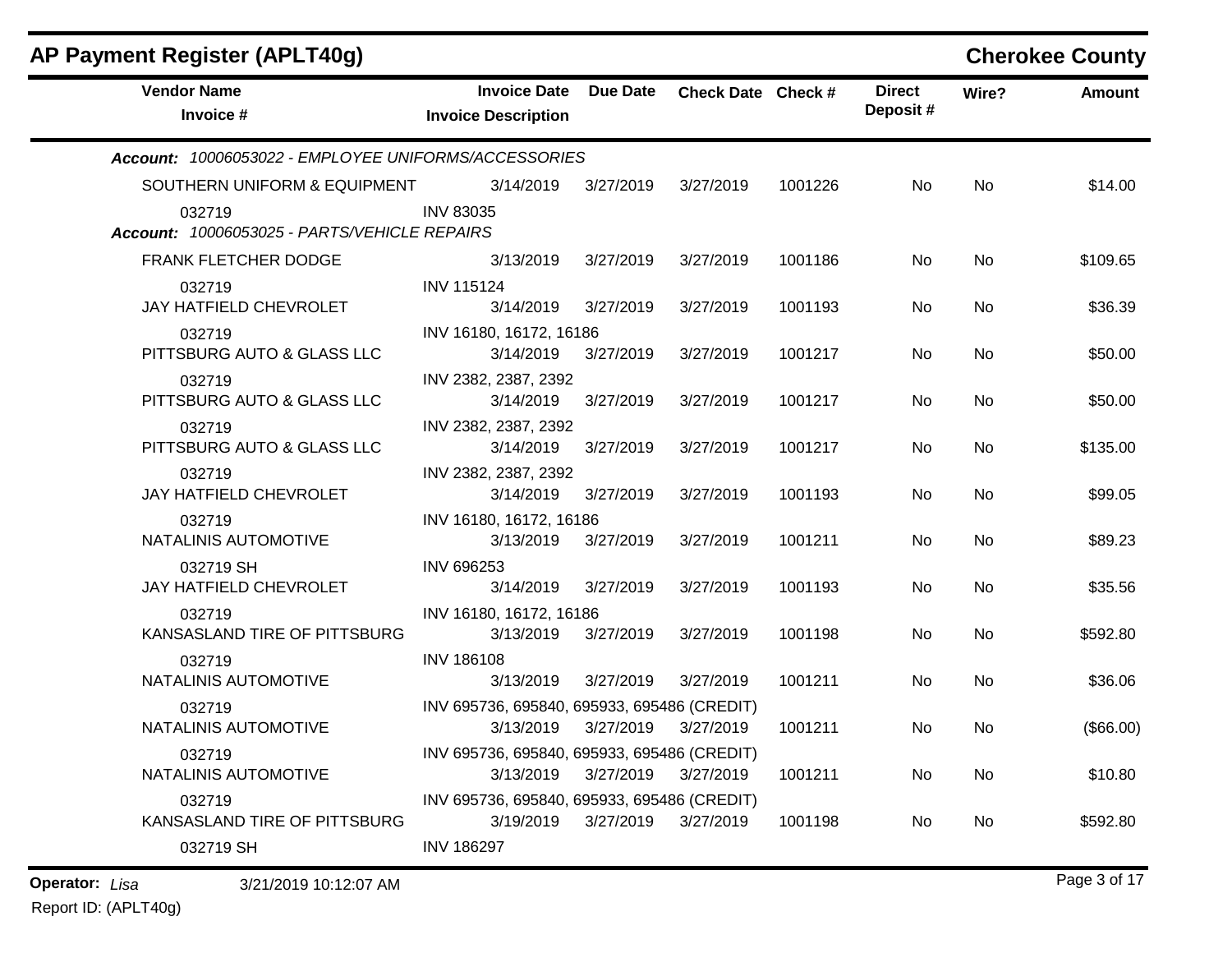## AP Payment Register (APLT40g)

**Cherokee County**

| Vendor Name / Invoice # | Invoice Date / Invoice Description | Due Date | Check Date | Check # | Direct Deposit # | Wire? | Amount |
|---|---|---|---|---|---|---|---|
| ***Account:** 10006053022 - EMPLOYEE UNIFORMS/ACCESSORIES* | | | | | | | |
| SOUTHERN UNIFORM & EQUIPMENT | 3/14/2019 | 3/27/2019 | 3/27/2019 | 1001226 | No | No | $14.00 |
| 032719 | INV 83035 | | | | | | |
| ***Account:** 10006053025 - PARTS/VEHICLE REPAIRS* | | | | | | | |
| FRANK FLETCHER DODGE | 3/13/2019 | 3/27/2019 | 3/27/2019 | 1001186 | No | No | $109.65 |
| 032719 | INV 115124 | | | | | | |
| JAY HATFIELD CHEVROLET | 3/14/2019 | 3/27/2019 | 3/27/2019 | 1001193 | No | No | $36.39 |
| 032719 | INV 16180, 16172, 16186 | | | | | | |
| PITTSBURG AUTO & GLASS LLC | 3/14/2019 | 3/27/2019 | 3/27/2019 | 1001217 | No | No | $50.00 |
| 032719 | INV 2382, 2387, 2392 | | | | | | |
| PITTSBURG AUTO & GLASS LLC | 3/14/2019 | 3/27/2019 | 3/27/2019 | 1001217 | No | No | $50.00 |
| 032719 | INV 2382, 2387, 2392 | | | | | | |
| PITTSBURG AUTO & GLASS LLC | 3/14/2019 | 3/27/2019 | 3/27/2019 | 1001217 | No | No | $135.00 |
| 032719 | INV 2382, 2387, 2392 | | | | | | |
| JAY HATFIELD CHEVROLET | 3/14/2019 | 3/27/2019 | 3/27/2019 | 1001193 | No | No | $99.05 |
| 032719 | INV 16180, 16172, 16186 | | | | | | |
| NATALINIS AUTOMOTIVE | 3/13/2019 | 3/27/2019 | 3/27/2019 | 1001211 | No | No | $89.23 |
| 032719 SH | INV 696253 | | | | | | |
| JAY HATFIELD CHEVROLET | 3/14/2019 | 3/27/2019 | 3/27/2019 | 1001193 | No | No | $35.56 |
| 032719 | INV 16180, 16172, 16186 | | | | | | |
| KANSASLAND TIRE OF PITTSBURG | 3/13/2019 | 3/27/2019 | 3/27/2019 | 1001198 | No | No | $592.80 |
| 032719 | INV 186108 | | | | | | |
| NATALINIS AUTOMOTIVE | 3/13/2019 | 3/27/2019 | 3/27/2019 | 1001211 | No | No | $36.06 |
| 032719 | INV 695736, 695840, 695933, 695486 (CREDIT) | | | | | | |
| NATALINIS AUTOMOTIVE | 3/13/2019 | 3/27/2019 | 3/27/2019 | 1001211 | No | No | ($66.00) |
| 032719 | INV 695736, 695840, 695933, 695486 (CREDIT) | | | | | | |
| NATALINIS AUTOMOTIVE | 3/13/2019 | 3/27/2019 | 3/27/2019 | 1001211 | No | No | $10.80 |
| 032719 | INV 695736, 695840, 695933, 695486 (CREDIT) | | | | | | |
| KANSASLAND TIRE OF PITTSBURG | 3/19/2019 | 3/27/2019 | 3/27/2019 | 1001198 | No | No | $592.80 |
| 032719 SH | INV 186297 | | | | | | |

**Operator:** *Lisa* 3/21/2019 10:12:07 AM

Report ID: (APLT40g)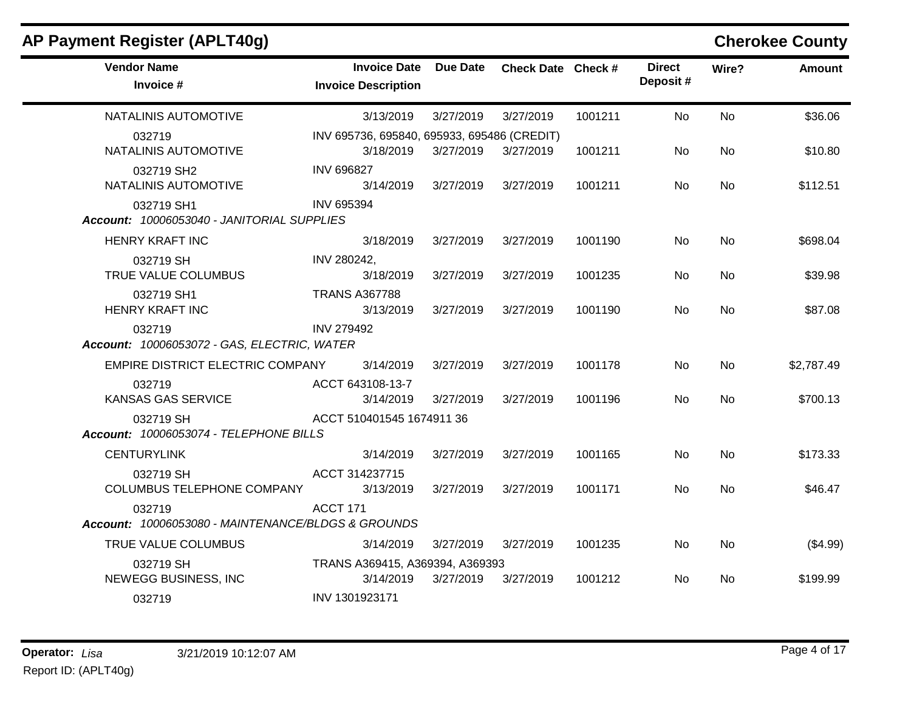## AP Payment Register (APLT40g)

**Cherokee County**

| Vendor Name / Invoice # | Invoice Date / Invoice Description | Due Date | Check Date | Check # | Direct Deposit # | Wire? | Amount |
|---|---|---|---|---|---|---|---|
| NATALINIS AUTOMOTIVE | 3/13/2019 | 3/27/2019 | 3/27/2019 | 1001211 | No | No | $36.06 |
| 032719 | INV 695736, 695840, 695933, 695486 (CREDIT) | | | | | | |
| NATALINIS AUTOMOTIVE | 3/18/2019 | 3/27/2019 | 3/27/2019 | 1001211 | No | No | $10.80 |
| 032719 SH2 | INV 696827 | | | | | | |
| NATALINIS AUTOMOTIVE | 3/14/2019 | 3/27/2019 | 3/27/2019 | 1001211 | No | No | $112.51 |
| 032719 SH1 | INV 695394 | | | | | | |
| ***Account:** 10006053040 - JANITORIAL SUPPLIES* | | | | | | | |
| HENRY KRAFT INC | 3/18/2019 | 3/27/2019 | 3/27/2019 | 1001190 | No | No | $698.04 |
| 032719 SH | INV 280242, | | | | | | |
| TRUE VALUE COLUMBUS | 3/18/2019 | 3/27/2019 | 3/27/2019 | 1001235 | No | No | $39.98 |
| 032719 SH1 | TRANS A367788 | | | | | | |
| HENRY KRAFT INC | 3/13/2019 | 3/27/2019 | 3/27/2019 | 1001190 | No | No | $87.08 |
| 032719 | INV 279492 | | | | | | |
| ***Account:** 10006053072 - GAS, ELECTRIC, WATER* | | | | | | | |
| EMPIRE DISTRICT ELECTRIC COMPANY | 3/14/2019 | 3/27/2019 | 3/27/2019 | 1001178 | No | No | $2,787.49 |
| 032719 | ACCT 643108-13-7 | | | | | | |
| KANSAS GAS SERVICE | 3/14/2019 | 3/27/2019 | 3/27/2019 | 1001196 | No | No | $700.13 |
| 032719 SH | ACCT 510401545 1674911 36 | | | | | | |
| ***Account:** 10006053074 - TELEPHONE BILLS* | | | | | | | |
| CENTURYLINK | 3/14/2019 | 3/27/2019 | 3/27/2019 | 1001165 | No | No | $173.33 |
| 032719 SH | ACCT 314237715 | | | | | | |
| COLUMBUS TELEPHONE COMPANY | 3/13/2019 | 3/27/2019 | 3/27/2019 | 1001171 | No | No | $46.47 |
| 032719 | ACCT 171 | | | | | | |
| ***Account:** 10006053080 - MAINTENANCE/BLDGS & GROUNDS* | | | | | | | |
| TRUE VALUE COLUMBUS | 3/14/2019 | 3/27/2019 | 3/27/2019 | 1001235 | No | No | ($4.99) |
| 032719 SH | TRANS A369415, A369394, A369393 | | | | | | |
| NEWEGG BUSINESS, INC | 3/14/2019 | 3/27/2019 | 3/27/2019 | 1001212 | No | No | $199.99 |
| 032719 | INV 1301923171 | | | | | | |

**Operator:** *Lisa* 3/21/2019 10:12:07 AM

Report ID: (APLT40g)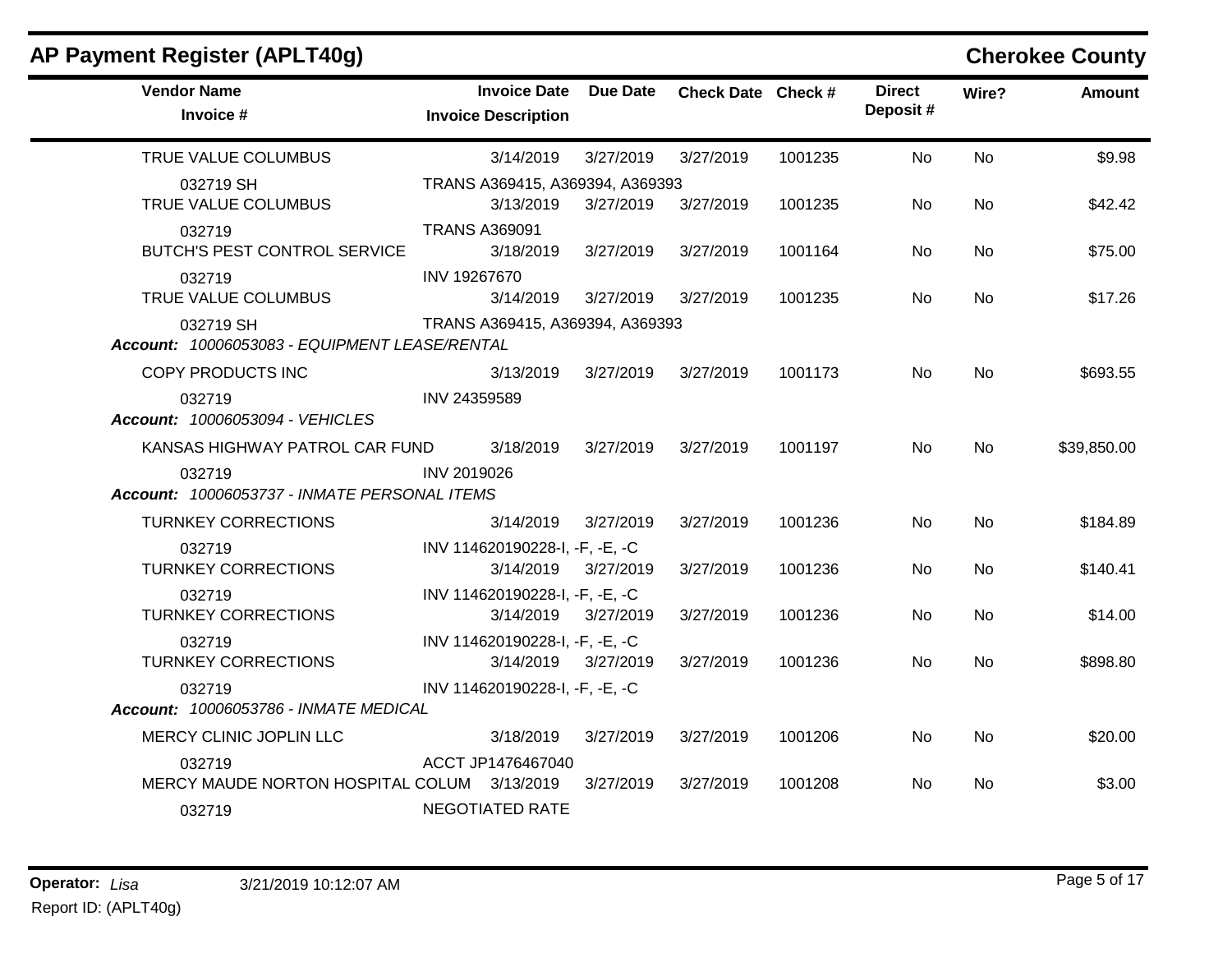## AP Payment Register (APLT40g)

**Cherokee County**

| Vendor Name / Invoice # | Invoice Date / Invoice Description | Due Date | Check Date | Check # | Direct Deposit # | Wire? | Amount |
|---|---|---|---|---|---|---|---|
| TRUE VALUE COLUMBUS | 3/14/2019 | 3/27/2019 | 3/27/2019 | 1001235 | No | No | $9.98 |
| 032719 SH | TRANS A369415, A369394, A369393 | | | | | | |
| TRUE VALUE COLUMBUS | 3/13/2019 | 3/27/2019 | 3/27/2019 | 1001235 | No | No | $42.42 |
| 032719 | TRANS A369091 | | | | | | |
| BUTCH'S PEST CONTROL SERVICE | 3/18/2019 | 3/27/2019 | 3/27/2019 | 1001164 | No | No | $75.00 |
| 032719 | INV 19267670 | | | | | | |
| TRUE VALUE COLUMBUS | 3/14/2019 | 3/27/2019 | 3/27/2019 | 1001235 | No | No | $17.26 |
| 032719 SH | TRANS A369415, A369394, A369393 | | | | | | |
| ***Account:** 10006053083 - EQUIPMENT LEASE/RENTAL* | | | | | | | |
| COPY PRODUCTS INC | 3/13/2019 | 3/27/2019 | 3/27/2019 | 1001173 | No | No | $693.55 |
| 032719 | INV 24359589 | | | | | | |
| ***Account:** 10006053094 - VEHICLES* | | | | | | | |
| KANSAS HIGHWAY PATROL CAR FUND | 3/18/2019 | 3/27/2019 | 3/27/2019 | 1001197 | No | No | $39,850.00 |
| 032719 | INV 2019026 | | | | | | |
| ***Account:** 10006053737 - INMATE PERSONAL ITEMS* | | | | | | | |
| TURNKEY CORRECTIONS | 3/14/2019 | 3/27/2019 | 3/27/2019 | 1001236 | No | No | $184.89 |
| 032719 | INV 114620190228-I, -F, -E, -C | | | | | | |
| TURNKEY CORRECTIONS | 3/14/2019 | 3/27/2019 | 3/27/2019 | 1001236 | No | No | $140.41 |
| 032719 | INV 114620190228-I, -F, -E, -C | | | | | | |
| TURNKEY CORRECTIONS | 3/14/2019 | 3/27/2019 | 3/27/2019 | 1001236 | No | No | $14.00 |
| 032719 | INV 114620190228-I, -F, -E, -C | | | | | | |
| TURNKEY CORRECTIONS | 3/14/2019 | 3/27/2019 | 3/27/2019 | 1001236 | No | No | $898.80 |
| 032719 | INV 114620190228-I, -F, -E, -C | | | | | | |
| ***Account:** 10006053786 - INMATE MEDICAL* | | | | | | | |
| MERCY CLINIC JOPLIN LLC | 3/18/2019 | 3/27/2019 | 3/27/2019 | 1001206 | No | No | $20.00 |
| 032719 | ACCT JP1476467040 | | | | | | |
| MERCY MAUDE NORTON HOSPITAL COLUM | 3/13/2019 | 3/27/2019 | 3/27/2019 | 1001208 | No | No | $3.00 |
| 032719 | NEGOTIATED RATE | | | | | | |

**Operator:** *Lisa* 3/21/2019 10:12:07 AM

Report ID: (APLT40g)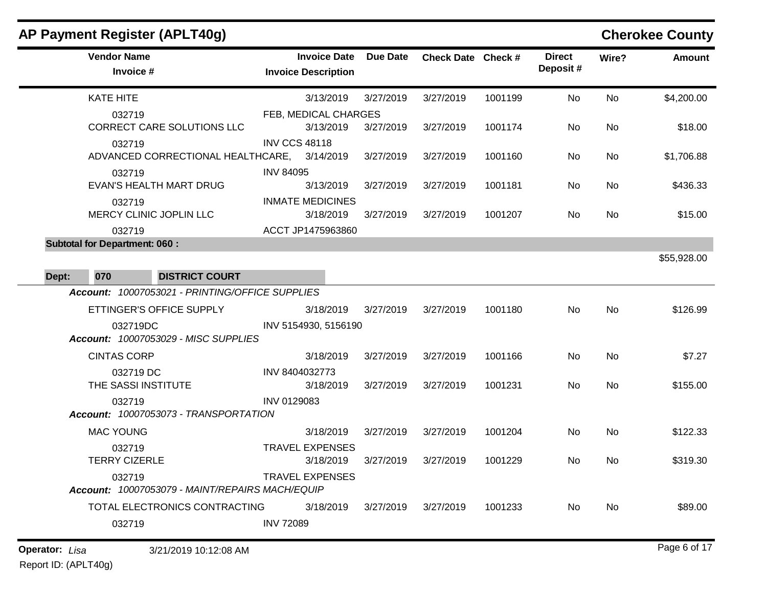## AP Payment Register (APLT40g)

**Cherokee County**

| Vendor Name / Invoice # | Invoice Date / Invoice Description | Due Date | Check Date | Check # | Direct Deposit # | Wire? | Amount |
|---|---|---|---|---|---|---|---|
| KATE HITE | 3/13/2019 | 3/27/2019 | 3/27/2019 | 1001199 | No | No | $4,200.00 |
| 032719 | FEB, MEDICAL CHARGES | | | | | | |
| CORRECT CARE SOLUTIONS LLC | 3/13/2019 | 3/27/2019 | 3/27/2019 | 1001174 | No | No | $18.00 |
| 032719 | INV CCS 48118 | | | | | | |
| ADVANCED CORRECTIONAL HEALTHCARE, | 3/14/2019 | 3/27/2019 | 3/27/2019 | 1001160 | No | No | $1,706.88 |
| 032719 | INV 84095 | | | | | | |
| EVAN'S HEALTH MART DRUG | 3/13/2019 | 3/27/2019 | 3/27/2019 | 1001181 | No | No | $436.33 |
| 032719 | INMATE MEDICINES | | | | | | |
| MERCY CLINIC JOPLIN LLC | 3/18/2019 | 3/27/2019 | 3/27/2019 | 1001207 | No | No | $15.00 |
| 032719 | ACCT JP1475963860 | | | | | | |
| **Subtotal for Department: 060 :** | | | | | | | $55,928.00 |

**Dept: 070 DISTRICT COURT**

| Vendor Name / Invoice # | Invoice Date / Invoice Description | Due Date | Check Date | Check # | Direct Deposit # | Wire? | Amount |
|---|---|---|---|---|---|---|---|
| ***Account: 10007053021 - PRINTING/OFFICE SUPPLIES*** | | | | | | | |
| ETTINGER'S OFFICE SUPPLY | 3/18/2019 | 3/27/2019 | 3/27/2019 | 1001180 | No | No | $126.99 |
| 032719DC | INV 5154930, 5156190 | | | | | | |
| ***Account: 10007053029 - MISC SUPPLIES*** | | | | | | | |
| CINTAS CORP | 3/18/2019 | 3/27/2019 | 3/27/2019 | 1001166 | No | No | $7.27 |
| 032719 DC | INV 8404032773 | | | | | | |
| THE SASSI INSTITUTE | 3/18/2019 | 3/27/2019 | 3/27/2019 | 1001231 | No | No | $155.00 |
| 032719 | INV 0129083 | | | | | | |
| ***Account: 10007053073 - TRANSPORTATION*** | | | | | | | |
| MAC YOUNG | 3/18/2019 | 3/27/2019 | 3/27/2019 | 1001204 | No | No | $122.33 |
| 032719 | TRAVEL EXPENSES | | | | | | |
| TERRY CIZERLE | 3/18/2019 | 3/27/2019 | 3/27/2019 | 1001229 | No | No | $319.30 |
| 032719 | TRAVEL EXPENSES | | | | | | |
| ***Account: 10007053079 - MAINT/REPAIRS MACH/EQUIP*** | | | | | | | |
| TOTAL ELECTRONICS CONTRACTING | 3/18/2019 | 3/27/2019 | 3/27/2019 | 1001233 | No | No | $89.00 |
| 032719 | INV 72089 | | | | | | |

**Operator:** *Lisa* 3/21/2019 10:12:08 AM

Report ID: (APLT40g)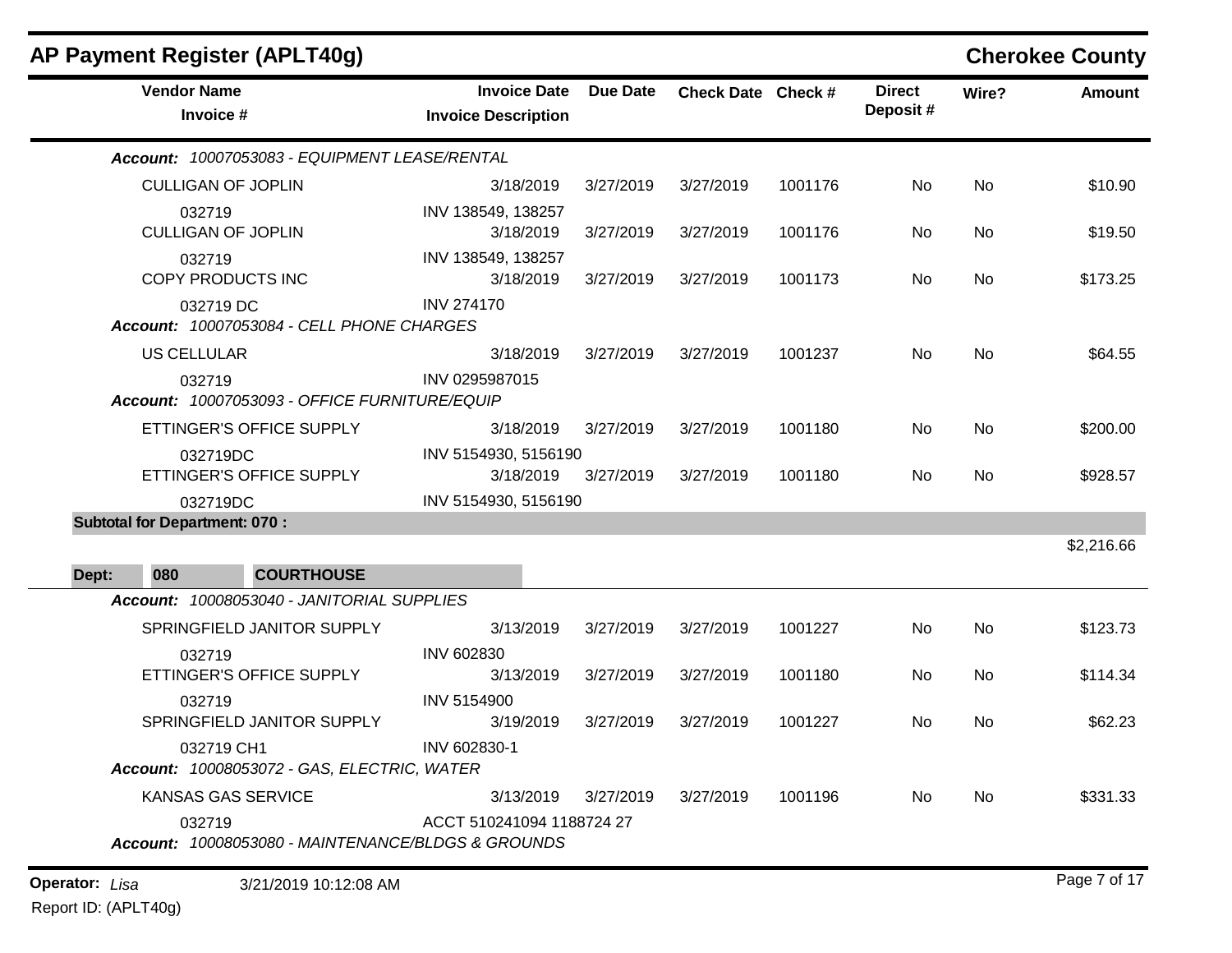## AP Payment Register (APLT40g)

**Cherokee County**

| Vendor Name / Invoice # | Invoice Date / Invoice Description | Due Date | Check Date | Check # | Direct Deposit # | Wire? | Amount |
|---|---|---|---|---|---|---|---|
| ***Account:*** *10007053083 - EQUIPMENT LEASE/RENTAL* | | | | | | | |
| CULLIGAN OF JOPLIN | 3/18/2019 | 3/27/2019 | 3/27/2019 | 1001176 | No | No | $10.90 |
| 032719 | INV 138549, 138257 | | | | | | |
| CULLIGAN OF JOPLIN | 3/18/2019 | 3/27/2019 | 3/27/2019 | 1001176 | No | No | $19.50 |
| 032719 | INV 138549, 138257 | | | | | | |
| COPY PRODUCTS INC | 3/18/2019 | 3/27/2019 | 3/27/2019 | 1001173 | No | No | $173.25 |
| 032719 DC | INV 274170 | | | | | | |
| ***Account:*** *10007053084 - CELL PHONE CHARGES* | | | | | | | |
| US CELLULAR | 3/18/2019 | 3/27/2019 | 3/27/2019 | 1001237 | No | No | $64.55 |
| 032719 | INV 0295987015 | | | | | | |
| ***Account:*** *10007053093 - OFFICE FURNITURE/EQUIP* | | | | | | | |
| ETTINGER'S OFFICE SUPPLY | 3/18/2019 | 3/27/2019 | 3/27/2019 | 1001180 | No | No | $200.00 |
| 032719DC | INV 5154930, 5156190 | | | | | | |
| ETTINGER'S OFFICE SUPPLY | 3/18/2019 | 3/27/2019 | 3/27/2019 | 1001180 | No | No | $928.57 |
| 032719DC | INV 5154930, 5156190 | | | | | | |
| **Subtotal for Department: 070 :** | | | | | | | $2,216.66 |

**Dept: 080 COURTHOUSE**

| Vendor Name / Invoice # | Invoice Date / Invoice Description | Due Date | Check Date | Check # | Direct Deposit # | Wire? | Amount |
|---|---|---|---|---|---|---|---|
| ***Account:*** *10008053040 - JANITORIAL SUPPLIES* | | | | | | | |
| SPRINGFIELD JANITOR SUPPLY | 3/13/2019 | 3/27/2019 | 3/27/2019 | 1001227 | No | No | $123.73 |
| 032719 | INV 602830 | | | | | | |
| ETTINGER'S OFFICE SUPPLY | 3/13/2019 | 3/27/2019 | 3/27/2019 | 1001180 | No | No | $114.34 |
| 032719 | INV 5154900 | | | | | | |
| SPRINGFIELD JANITOR SUPPLY | 3/19/2019 | 3/27/2019 | 3/27/2019 | 1001227 | No | No | $62.23 |
| 032719 CH1 | INV 602830-1 | | | | | | |
| ***Account:*** *10008053072 - GAS, ELECTRIC, WATER* | | | | | | | |
| KANSAS GAS SERVICE | 3/13/2019 | 3/27/2019 | 3/27/2019 | 1001196 | No | No | $331.33 |
| 032719 | ACCT 510241094 1188724 27 | | | | | | |
| ***Account:*** *10008053080 - MAINTENANCE/BLDGS & GROUNDS* | | | | | | | |

**Operator:** *Lisa* 3/21/2019 10:12:08 AM

Report ID: (APLT40g)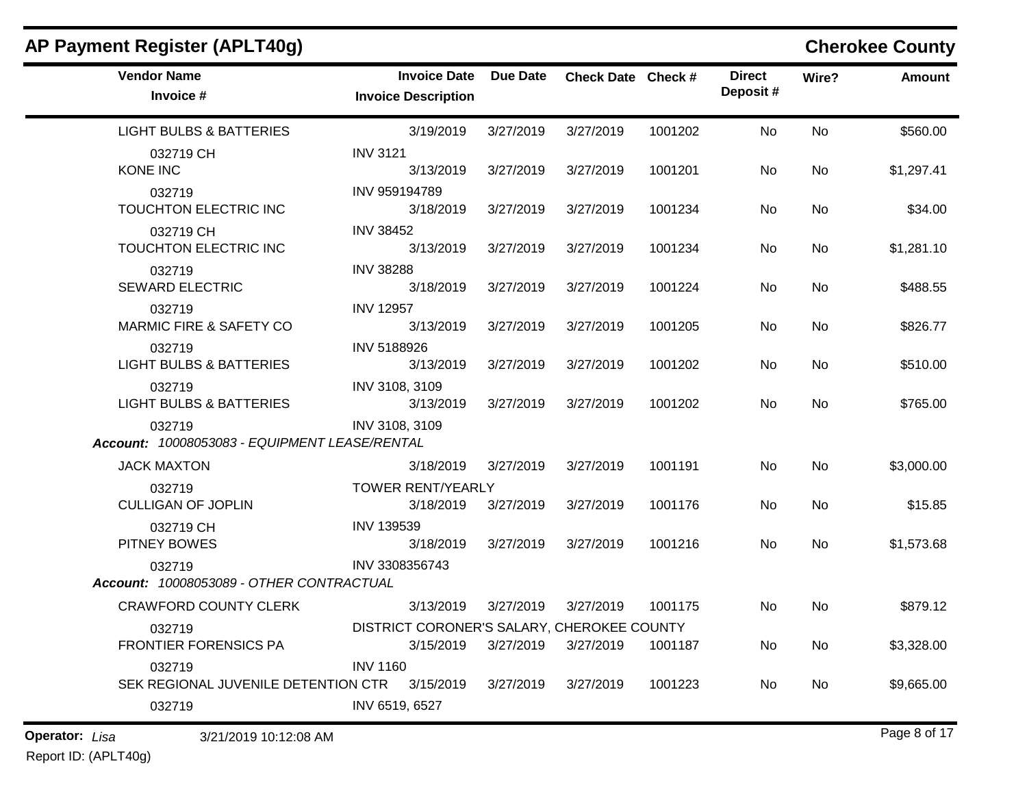## AP Payment Register (APLT40g)

**Cherokee County**

| Vendor Name / Invoice # | Invoice Date / Invoice Description | Due Date | Check Date | Check # | Direct Deposit # | Wire? | Amount |
|---|---|---|---|---|---|---|---|
| LIGHT BULBS & BATTERIES | 3/19/2019 | 3/27/2019 | 3/27/2019 | 1001202 | No | No | $560.00 |
| 032719 CH | INV 3121 | | | | | | |
| KONE INC | 3/13/2019 | 3/27/2019 | 3/27/2019 | 1001201 | No | No | $1,297.41 |
| 032719 | INV 959194789 | | | | | | |
| TOUCHTON ELECTRIC INC | 3/18/2019 | 3/27/2019 | 3/27/2019 | 1001234 | No | No | $34.00 |
| 032719 CH | INV 38452 | | | | | | |
| TOUCHTON ELECTRIC INC | 3/13/2019 | 3/27/2019 | 3/27/2019 | 1001234 | No | No | $1,281.10 |
| 032719 | INV 38288 | | | | | | |
| SEWARD ELECTRIC | 3/18/2019 | 3/27/2019 | 3/27/2019 | 1001224 | No | No | $488.55 |
| 032719 | INV 12957 | | | | | | |
| MARMIC FIRE & SAFETY CO | 3/13/2019 | 3/27/2019 | 3/27/2019 | 1001205 | No | No | $826.77 |
| 032719 | INV 5188926 | | | | | | |
| LIGHT BULBS & BATTERIES | 3/13/2019 | 3/27/2019 | 3/27/2019 | 1001202 | No | No | $510.00 |
| 032719 | INV 3108, 3109 | | | | | | |
| LIGHT BULBS & BATTERIES | 3/13/2019 | 3/27/2019 | 3/27/2019 | 1001202 | No | No | $765.00 |
| 032719 | INV 3108, 3109 | | | | | | |
| ***Account:** 10008053083 - EQUIPMENT LEASE/RENTAL* | | | | | | | |
| JACK MAXTON | 3/18/2019 | 3/27/2019 | 3/27/2019 | 1001191 | No | No | $3,000.00 |
| 032719 | TOWER RENT/YEARLY | | | | | | |
| CULLIGAN OF JOPLIN | 3/18/2019 | 3/27/2019 | 3/27/2019 | 1001176 | No | No | $15.85 |
| 032719 CH | INV 139539 | | | | | | |
| PITNEY BOWES | 3/18/2019 | 3/27/2019 | 3/27/2019 | 1001216 | No | No | $1,573.68 |
| 032719 | INV 3308356743 | | | | | | |
| ***Account:** 10008053089 - OTHER CONTRACTUAL* | | | | | | | |
| CRAWFORD COUNTY CLERK | 3/13/2019 | 3/27/2019 | 3/27/2019 | 1001175 | No | No | $879.12 |
| 032719 | DISTRICT CORONER'S SALARY, CHEROKEE COUNTY | | | | | | |
| FRONTIER FORENSICS PA | 3/15/2019 | 3/27/2019 | 3/27/2019 | 1001187 | No | No | $3,328.00 |
| 032719 | INV 1160 | | | | | | |
| SEK REGIONAL JUVENILE DETENTION CTR | 3/15/2019 | 3/27/2019 | 3/27/2019 | 1001223 | No | No | $9,665.00 |
| 032719 | INV 6519, 6527 | | | | | | |

**Operator:** *Lisa* 3/21/2019 10:12:08 AM

Report ID: (APLT40g)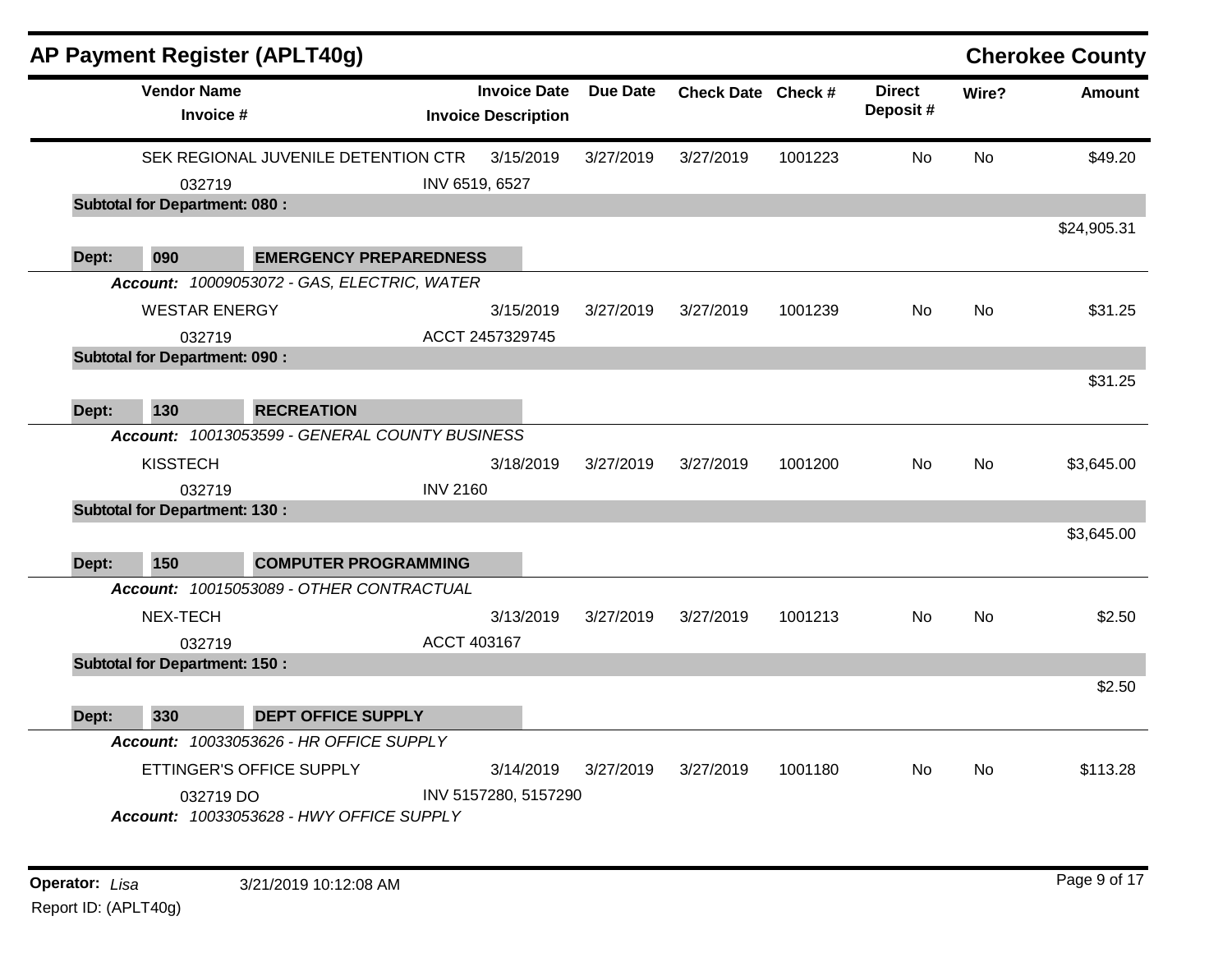## AP Payment Register (APLT40g) — Cherokee County

| Vendor Name / Invoice # | Invoice Date / Invoice Description | Due Date | Check Date | Check # | Direct Deposit # | Wire? | Amount |
|---|---|---|---|---|---|---|---|
| SEK REGIONAL JUVENILE DETENTION CTR | 3/15/2019 | 3/27/2019 | 3/27/2019 | 1001223 | No | No | $49.20 |
| 032719 | INV 6519, 6527 | | | | | | |
| **Subtotal for Department: 080 :** | | | | | | | $24,905.31 |
| **Dept: 090 EMERGENCY PREPAREDNESS** | | | | | | | |
| ***Account:*** *10009053072 - GAS, ELECTRIC, WATER* | | | | | | | |
| WESTAR ENERGY | 3/15/2019 | 3/27/2019 | 3/27/2019 | 1001239 | No | No | $31.25 |
| 032719 | ACCT 2457329745 | | | | | | |
| **Subtotal for Department: 090 :** | | | | | | | $31.25 |
| **Dept: 130 RECREATION** | | | | | | | |
| ***Account:*** *10013053599 - GENERAL COUNTY BUSINESS* | | | | | | | |
| KISSTECH | 3/18/2019 | 3/27/2019 | 3/27/2019 | 1001200 | No | No | $3,645.00 |
| 032719 | INV 2160 | | | | | | |
| **Subtotal for Department: 130 :** | | | | | | | $3,645.00 |
| **Dept: 150 COMPUTER PROGRAMMING** | | | | | | | |
| ***Account:*** *10015053089 - OTHER CONTRACTUAL* | | | | | | | |
| NEX-TECH | 3/13/2019 | 3/27/2019 | 3/27/2019 | 1001213 | No | No | $2.50 |
| 032719 | ACCT 403167 | | | | | | |
| **Subtotal for Department: 150 :** | | | | | | | $2.50 |
| **Dept: 330 DEPT OFFICE SUPPLY** | | | | | | | |
| ***Account:*** *10033053626 - HR OFFICE SUPPLY* | | | | | | | |
| ETTINGER'S OFFICE SUPPLY | 3/14/2019 | 3/27/2019 | 3/27/2019 | 1001180 | No | No | $113.28 |
| 032719 DO | INV 5157280, 5157290 | | | | | | |
| ***Account:*** *10033053628 - HWY OFFICE SUPPLY* | | | | | | | |

Operator: *Lisa* 3/21/2019 10:12:08 AM

Report ID: (APLT40g)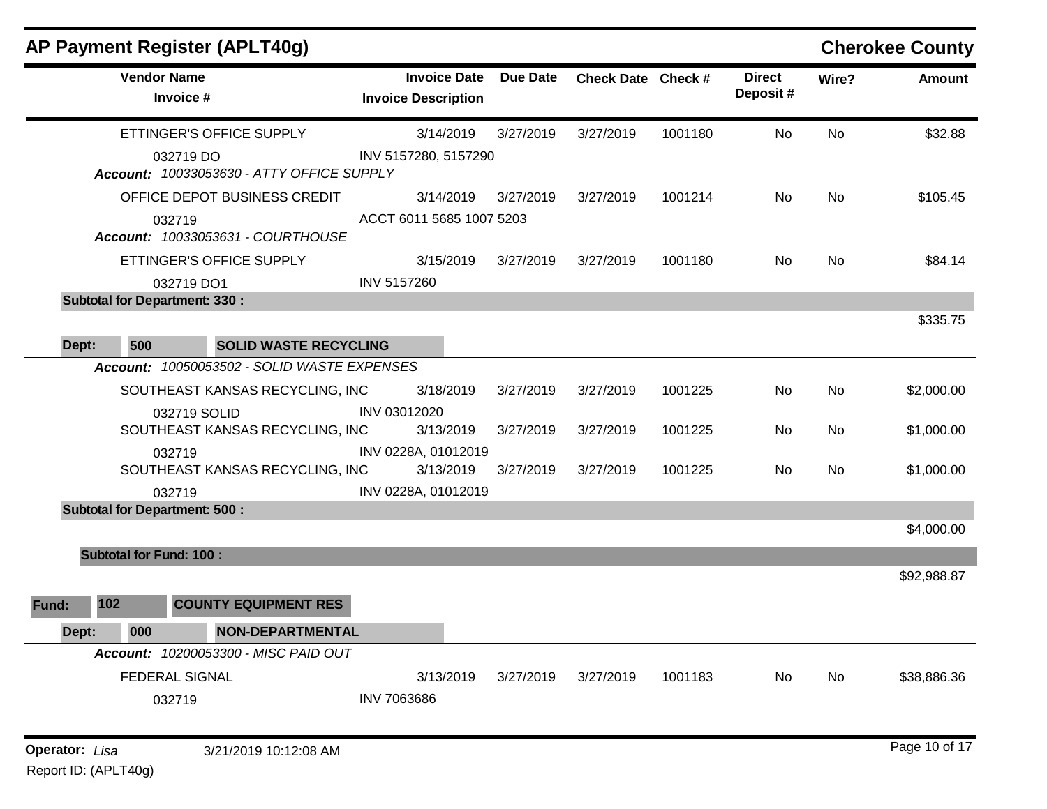# AP Payment Register (APLT40g)

## Cherokee County

| Vendor Name / Invoice # | Invoice Date / Invoice Description | Due Date | Check Date | Check # | Direct Deposit # | Wire? | Amount |
|---|---|---|---|---|---|---|---|
| ETTINGER'S OFFICE SUPPLY | 3/14/2019 | 3/27/2019 | 3/27/2019 | 1001180 | No | No | $32.88 |
| 032719 DO | INV 5157280, 5157290 | | | | | | |
| ***Account:*** *10033053630 - ATTY OFFICE SUPPLY* | | | | | | | |
| OFFICE DEPOT BUSINESS CREDIT | 3/14/2019 | 3/27/2019 | 3/27/2019 | 1001214 | No | No | $105.45 |
| 032719 | ACCT 6011 5685 1007 5203 | | | | | | |
| ***Account:*** *10033053631 - COURTHOUSE* | | | | | | | |
| ETTINGER'S OFFICE SUPPLY | 3/15/2019 | 3/27/2019 | 3/27/2019 | 1001180 | No | No | $84.14 |
| 032719 DO1 | INV 5157260 | | | | | | |
| **Subtotal for Department: 330 :** | | | | | | | $335.75 |
| **Dept: 500 SOLID WASTE RECYCLING** | | | | | | | |
| ***Account:*** *10050053502 - SOLID WASTE EXPENSES* | | | | | | | |
| SOUTHEAST KANSAS RECYCLING, INC | 3/18/2019 | 3/27/2019 | 3/27/2019 | 1001225 | No | No | $2,000.00 |
| 032719 SOLID | INV 03012020 | | | | | | |
| SOUTHEAST KANSAS RECYCLING, INC | 3/13/2019 | 3/27/2019 | 3/27/2019 | 1001225 | No | No | $1,000.00 |
| 032719 | INV 0228A, 01012019 | | | | | | |
| SOUTHEAST KANSAS RECYCLING, INC | 3/13/2019 | 3/27/2019 | 3/27/2019 | 1001225 | No | No | $1,000.00 |
| 032719 | INV 0228A, 01012019 | | | | | | |
| **Subtotal for Department: 500 :** | | | | | | | $4,000.00 |
| **Subtotal for Fund: 100 :** | | | | | | | $92,988.87 |
| **Fund: 102 COUNTY EQUIPMENT RES** | | | | | | | |
| **Dept: 000 NON-DEPARTMENTAL** | | | | | | | |
| ***Account:*** *10200053300 - MISC PAID OUT* | | | | | | | |
| FEDERAL SIGNAL | 3/13/2019 | 3/27/2019 | 3/27/2019 | 1001183 | No | No | $38,886.36 |
| 032719 | INV 7063686 | | | | | | |

**Operator:** *Lisa* 3/21/2019 10:12:08 AM

Report ID: (APLT40g)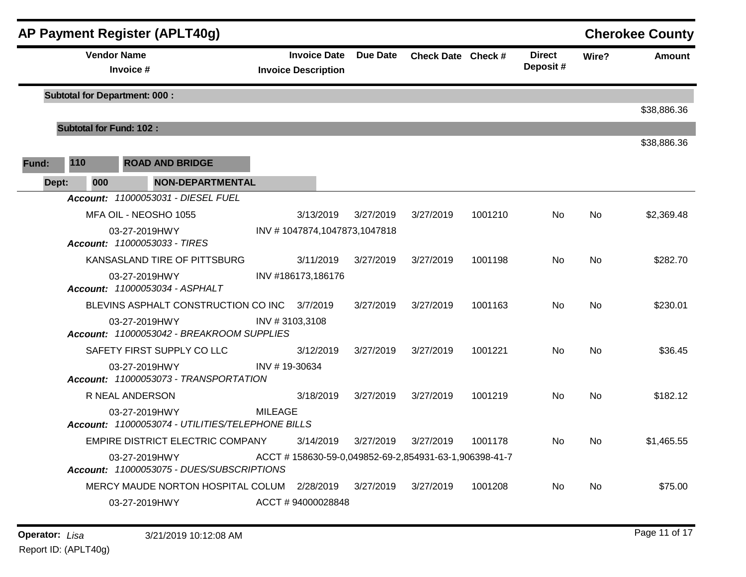## AP Payment Register (APLT40g)

**Cherokee County**

| Vendor Name / Invoice # | Invoice Date / Invoice Description | Due Date | Check Date | Check # | Direct Deposit # | Wire? | Amount |
|---|---|---|---|---|---|---|---|
| **Subtotal for Department: 000 :** | | | | | | | $38,886.36 |
| **Subtotal for Fund: 102 :** | | | | | | | $38,886.36 |

**Fund:** 110 **ROAD AND BRIDGE**

**Dept:** 000 **NON-DEPARTMENTAL**

| Vendor Name / Invoice # | Invoice Date / Invoice Description | Due Date | Check Date | Check # | Direct Deposit # | Wire? | Amount |
|---|---|---|---|---|---|---|---|
| ***Account:* 11000053031 - DIESEL FUEL** | | | | | | | |
| MFA OIL - NEOSHO 1055 | 3/13/2019 | 3/27/2019 | 3/27/2019 | 1001210 | No | No | $2,369.48 |
| 03-27-2019HWY | INV # 1047874,1047873,1047818 | | | | | | |
| ***Account:* 11000053033 - TIRES** | | | | | | | |
| KANSASLAND TIRE OF PITTSBURG | 3/11/2019 | 3/27/2019 | 3/27/2019 | 1001198 | No | No | $282.70 |
| 03-27-2019HWY | INV #186173,186176 | | | | | | |
| ***Account:* 11000053034 - ASPHALT** | | | | | | | |
| BLEVINS ASPHALT CONSTRUCTION CO INC | 3/7/2019 | 3/27/2019 | 3/27/2019 | 1001163 | No | No | $230.01 |
| 03-27-2019HWY | INV # 3103,3108 | | | | | | |
| ***Account:* 11000053042 - BREAKROOM SUPPLIES** | | | | | | | |
| SAFETY FIRST SUPPLY CO LLC | 3/12/2019 | 3/27/2019 | 3/27/2019 | 1001221 | No | No | $36.45 |
| 03-27-2019HWY | INV # 19-30634 | | | | | | |
| ***Account:* 11000053073 - TRANSPORTATION** | | | | | | | |
| R NEAL ANDERSON | 3/18/2019 | 3/27/2019 | 3/27/2019 | 1001219 | No | No | $182.12 |
| 03-27-2019HWY | MILEAGE | | | | | | |
| ***Account:* 11000053074 - UTILITIES/TELEPHONE BILLS** | | | | | | | |
| EMPIRE DISTRICT ELECTRIC COMPANY | 3/14/2019 | 3/27/2019 | 3/27/2019 | 1001178 | No | No | $1,465.55 |
| 03-27-2019HWY | ACCT # 158630-59-0,049852-69-2,854931-63-1,906398-41-7 | | | | | | |
| ***Account:* 11000053075 - DUES/SUBSCRIPTIONS** | | | | | | | |
| MERCY MAUDE NORTON HOSPITAL COLUM | 2/28/2019 | 3/27/2019 | 3/27/2019 | 1001208 | No | No | $75.00 |
| 03-27-2019HWY | ACCT # 94000028848 | | | | | | |

**Operator:** *Lisa* 3/21/2019 10:12:08 AM

Report ID: (APLT40g)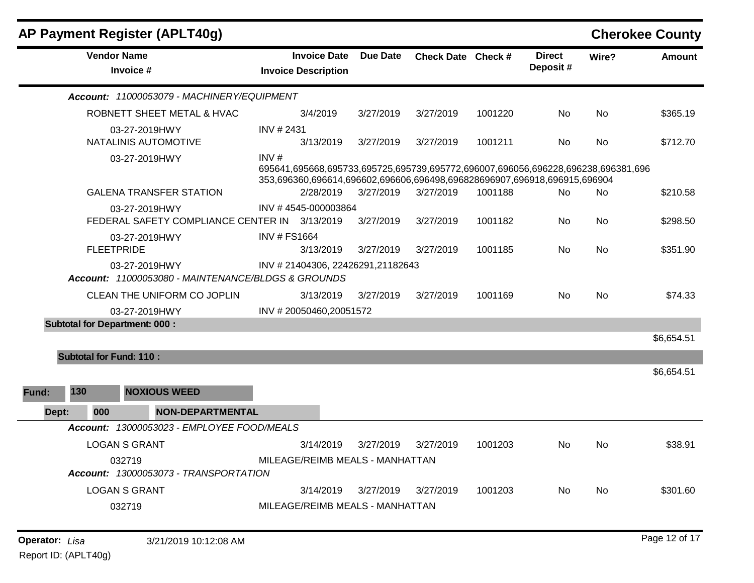## AP Payment Register (APLT40g)

**Cherokee County**

| Vendor Name / Invoice # | Invoice Date / Invoice Description | Due Date | Check Date | Check # | Direct Deposit # | Wire? | Amount |
|---|---|---|---|---|---|---|---|
| ***Account:*** *11000053079 - MACHINERY/EQUIPMENT* | | | | | | | |
| ROBNETT SHEET METAL & HVAC | 3/4/2019 | 3/27/2019 | 3/27/2019 | 1001220 | No | No | $365.19 |
| 03-27-2019HWY | INV # 2431 | | | | | | |
| NATALINIS AUTOMOTIVE | 3/13/2019 | 3/27/2019 | 3/27/2019 | 1001211 | No | No | $712.70 |
| 03-27-2019HWY | INV # 695641,695668,695733,695725,695739,695772,696007,696056,696228,696238,696381,696353,696360,696614,696602,696606,696498,696828696907,696918,696915,696904 | | | | | | |
| GALENA TRANSFER STATION | 2/28/2019 | 3/27/2019 | 3/27/2019 | 1001188 | No | No | $210.58 |
| 03-27-2019HWY | INV # 4545-000003864 | | | | | | |
| FEDERAL SAFETY COMPLIANCE CENTER IN | 3/13/2019 | 3/27/2019 | 3/27/2019 | 1001182 | No | No | $298.50 |
| 03-27-2019HWY | INV # FS1664 | | | | | | |
| FLEETPRIDE | 3/13/2019 | 3/27/2019 | 3/27/2019 | 1001185 | No | No | $351.90 |
| 03-27-2019HWY | INV # 21404306, 22426291,21182643 | | | | | | |
| ***Account:*** *11000053080 - MAINTENANCE/BLDGS & GROUNDS* | | | | | | | |
| CLEAN THE UNIFORM CO JOPLIN | 3/13/2019 | 3/27/2019 | 3/27/2019 | 1001169 | No | No | $74.33 |
| 03-27-2019HWY | INV # 20050460,20051572 | | | | | | |
| **Subtotal for Department: 000 :** | | | | | | | $6,654.51 |
| **Subtotal for Fund: 110 :** | | | | | | | $6,654.51 |

**Fund:** 130 **NOXIOUS WEED**

**Dept:** 000 **NON-DEPARTMENTAL**

| Vendor Name / Invoice # | Invoice Date / Invoice Description | Due Date | Check Date | Check # | Direct Deposit # | Wire? | Amount |
|---|---|---|---|---|---|---|---|
| ***Account:*** *13000053023 - EMPLOYEE FOOD/MEALS* | | | | | | | |
| LOGAN S GRANT | 3/14/2019 | 3/27/2019 | 3/27/2019 | 1001203 | No | No | $38.91 |
| 032719 | MILEAGE/REIMB MEALS - MANHATTAN | | | | | | |
| ***Account:*** *13000053073 - TRANSPORTATION* | | | | | | | |
| LOGAN S GRANT | 3/14/2019 | 3/27/2019 | 3/27/2019 | 1001203 | No | No | $301.60 |
| 032719 | MILEAGE/REIMB MEALS - MANHATTAN | | | | | | |

**Operator:** *Lisa* 3/21/2019 10:12:08 AM

Report ID: (APLT40g)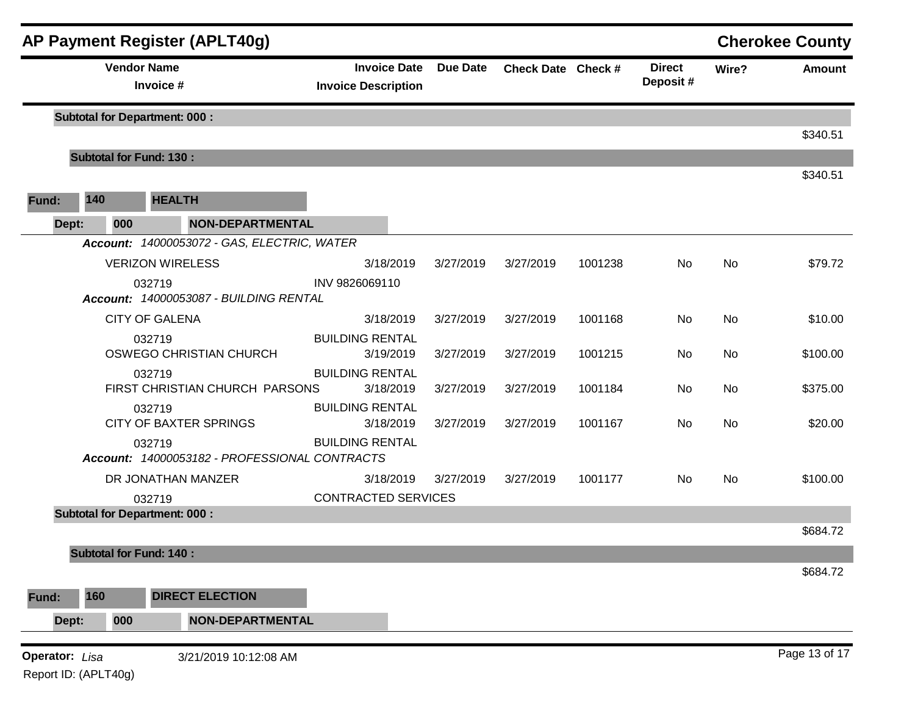## AP Payment Register (APLT40g)

**Cherokee County**

| Vendor Name / Invoice # | Invoice Date / Invoice Description | Due Date | Check Date | Check # | Direct Deposit # | Wire? | Amount |
|---|---|---|---|---|---|---|---|
| **Subtotal for Department: 000 :** | | | | | | | $340.51 |
| **Subtotal for Fund: 130 :** | | | | | | | $340.51 |

**Fund: 140 HEALTH**

**Dept: 000 NON-DEPARTMENTAL**

| Vendor Name / Invoice # | Invoice Date / Invoice Description | Due Date | Check Date | Check # | Direct Deposit # | Wire? | Amount |
|---|---|---|---|---|---|---|---|
| ***Account: 14000053072 - GAS, ELECTRIC, WATER*** | | | | | | | |
| VERIZON WIRELESS | 3/18/2019 | 3/27/2019 | 3/27/2019 | 1001238 | No | No | $79.72 |
| 032719 | INV 9826069110 | | | | | | |
| ***Account: 14000053087 - BUILDING RENTAL*** | | | | | | | |
| CITY OF GALENA | 3/18/2019 | 3/27/2019 | 3/27/2019 | 1001168 | No | No | $10.00 |
| 032719 | BUILDING RENTAL | | | | | | |
| OSWEGO CHRISTIAN CHURCH | 3/19/2019 | 3/27/2019 | 3/27/2019 | 1001215 | No | No | $100.00 |
| 032719 | BUILDING RENTAL | | | | | | |
| FIRST CHRISTIAN CHURCH PARSONS | 3/18/2019 | 3/27/2019 | 3/27/2019 | 1001184 | No | No | $375.00 |
| 032719 | BUILDING RENTAL | | | | | | |
| CITY OF BAXTER SPRINGS | 3/18/2019 | 3/27/2019 | 3/27/2019 | 1001167 | No | No | $20.00 |
| 032719 | BUILDING RENTAL | | | | | | |
| ***Account: 14000053182 - PROFESSIONAL CONTRACTS*** | | | | | | | |
| DR JONATHAN MANZER | 3/18/2019 | 3/27/2019 | 3/27/2019 | 1001177 | No | No | $100.00 |
| 032719 | CONTRACTED SERVICES | | | | | | |
| **Subtotal for Department: 000 :** | | | | | | | $684.72 |
| **Subtotal for Fund: 140 :** | | | | | | | $684.72 |

**Fund: 160 DIRECT ELECTION**

**Dept: 000 NON-DEPARTMENTAL**

**Operator:** *Lisa* 3/21/2019 10:12:08 AM

Report ID: (APLT40g)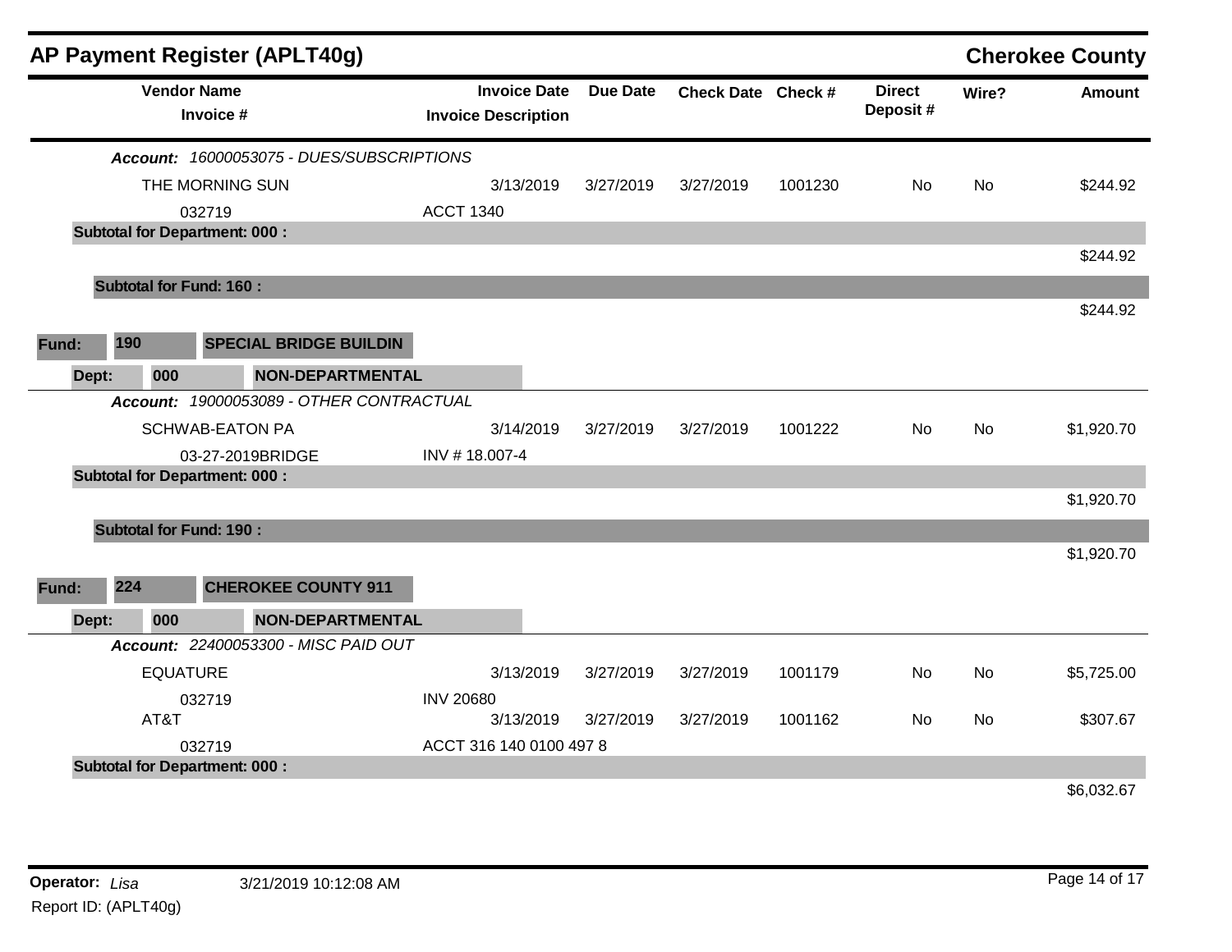## AP Payment Register (APLT40g)

**Cherokee County**

| Vendor Name / Invoice # | Invoice Date / Invoice Description | Due Date | Check Date | Check # | Direct Deposit # | Wire? | Amount |
|---|---|---|---|---|---|---|---|
| ***Account:*** *16000053075 - DUES/SUBSCRIPTIONS* | | | | | | | |
| THE MORNING SUN | 3/13/2019 | 3/27/2019 | 3/27/2019 | 1001230 | No | No | $244.92 |
| 032719 | ACCT 1340 | | | | | | |
| **Subtotal for Department: 000 :** | | | | | | | $244.92 |
| **Subtotal for Fund: 160 :** | | | | | | | $244.92 |
| **Fund: 190 SPECIAL BRIDGE BUILDIN** | | | | | | | |
| **Dept: 000 NON-DEPARTMENTAL** | | | | | | | |
| ***Account:*** *19000053089 - OTHER CONTRACTUAL* | | | | | | | |
| SCHWAB-EATON PA | 3/14/2019 | 3/27/2019 | 3/27/2019 | 1001222 | No | No | $1,920.70 |
| 03-27-2019BRIDGE | INV # 18.007-4 | | | | | | |
| **Subtotal for Department: 000 :** | | | | | | | $1,920.70 |
| **Subtotal for Fund: 190 :** | | | | | | | $1,920.70 |
| **Fund: 224 CHEROKEE COUNTY 911** | | | | | | | |
| **Dept: 000 NON-DEPARTMENTAL** | | | | | | | |
| ***Account:*** *22400053300 - MISC PAID OUT* | | | | | | | |
| EQUATURE | 3/13/2019 | 3/27/2019 | 3/27/2019 | 1001179 | No | No | $5,725.00 |
| 032719 | INV 20680 | | | | | | |
| AT&T | 3/13/2019 | 3/27/2019 | 3/27/2019 | 1001162 | No | No | $307.67 |
| 032719 | ACCT 316 140 0100 497 8 | | | | | | |
| **Subtotal for Department: 000 :** | | | | | | | $6,032.67 |

**Operator:** *Lisa* 3/21/2019 10:12:08 AM

Report ID: (APLT40g)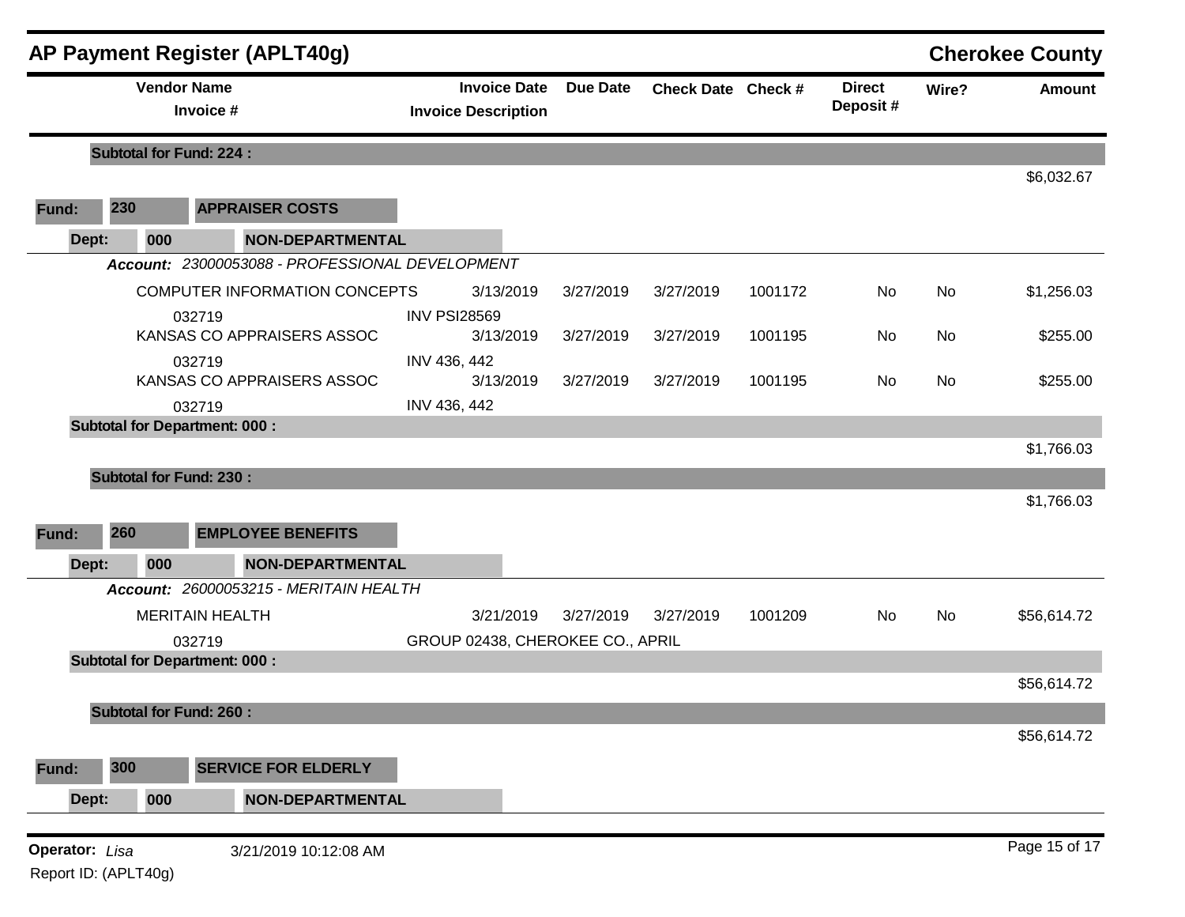## AP Payment Register (APLT40g) — Cherokee County

| Vendor Name / Invoice # | Invoice Date / Invoice Description | Due Date | Check Date | Check # | Direct Deposit # | Wire? | Amount |
|---|---|---|---|---|---|---|---|
| **Subtotal for Fund: 224 :** | | | | | | | $6,032.67 |
| **Fund: 230 APPRAISER COSTS** | | | | | | | |
| **Dept: 000 NON-DEPARTMENTAL** | | | | | | | |
| ***Account:*** *23000053088 - PROFESSIONAL DEVELOPMENT* | | | | | | | |
| COMPUTER INFORMATION CONCEPTS | 3/13/2019 | 3/27/2019 | 3/27/2019 | 1001172 | No | No | $1,256.03 |
| 032719 | INV PSI28569 | | | | | | |
| KANSAS CO APPRAISERS ASSOC | 3/13/2019 | 3/27/2019 | 3/27/2019 | 1001195 | No | No | $255.00 |
| 032719 | INV 436, 442 | | | | | | |
| KANSAS CO APPRAISERS ASSOC | 3/13/2019 | 3/27/2019 | 3/27/2019 | 1001195 | No | No | $255.00 |
| 032719 | INV 436, 442 | | | | | | |
| **Subtotal for Department: 000 :** | | | | | | | $1,766.03 |
| **Subtotal for Fund: 230 :** | | | | | | | $1,766.03 |
| **Fund: 260 EMPLOYEE BENEFITS** | | | | | | | |
| **Dept: 000 NON-DEPARTMENTAL** | | | | | | | |
| ***Account:*** *26000053215 - MERITAIN HEALTH* | | | | | | | |
| MERITAIN HEALTH | 3/21/2019 | 3/27/2019 | 3/27/2019 | 1001209 | No | No | $56,614.72 |
| 032719 | GROUP 02438, CHEROKEE CO., APRIL | | | | | | |
| **Subtotal for Department: 000 :** | | | | | | | $56,614.72 |
| **Subtotal for Fund: 260 :** | | | | | | | $56,614.72 |
| **Fund: 300 SERVICE FOR ELDERLY** | | | | | | | |
| **Dept: 000 NON-DEPARTMENTAL** | | | | | | | |

**Operator:** *Lisa* 3/21/2019 10:12:08 AM
Report ID: (APLT40g)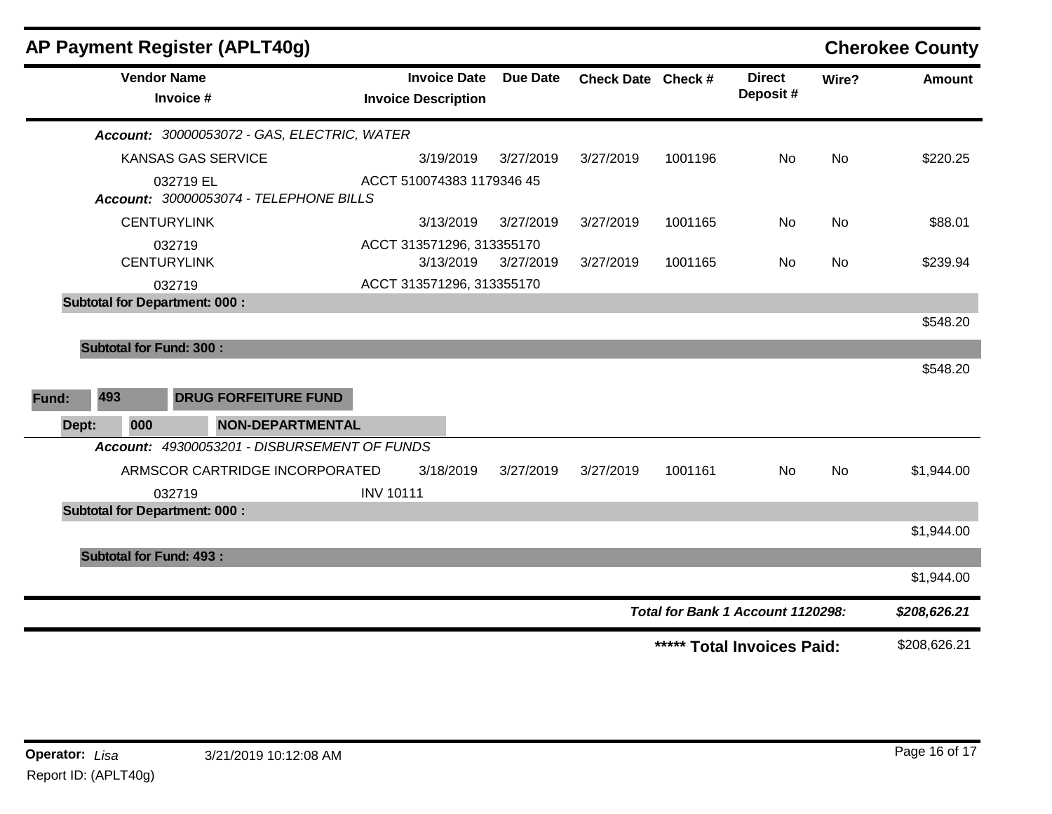## AP Payment Register (APLT40g)

**Cherokee County**

| Vendor Name / Invoice # | Invoice Date / Invoice Description | Due Date | Check Date | Check # | Direct Deposit # | Wire? | Amount |
|---|---|---|---|---|---|---|---|
| ***Account:*** *30000053072 - GAS, ELECTRIC, WATER* | | | | | | | |
| KANSAS GAS SERVICE | 3/19/2019 | 3/27/2019 | 3/27/2019 | 1001196 | No | No | $220.25 |
| 032719 EL | ACCT 510074383 1179346 45 | | | | | | |
| ***Account:*** *30000053074 - TELEPHONE BILLS* | | | | | | | |
| CENTURYLINK | 3/13/2019 | 3/27/2019 | 3/27/2019 | 1001165 | No | No | $88.01 |
| 032719 | ACCT 313571296, 313355170 | | | | | | |
| CENTURYLINK | 3/13/2019 | 3/27/2019 | 3/27/2019 | 1001165 | No | No | $239.94 |
| 032719 | ACCT 313571296, 313355170 | | | | | | |
| **Subtotal for Department: 000 :** | | | | | | | $548.20 |
| **Subtotal for Fund: 300 :** | | | | | | | $548.20 |
| **Fund: 493 DRUG FORFEITURE FUND** | | | | | | | |
| **Dept: 000 NON-DEPARTMENTAL** | | | | | | | |
| ***Account:*** *49300053201 - DISBURSEMENT OF FUNDS* | | | | | | | |
| ARMSCOR CARTRIDGE INCORPORATED | 3/18/2019 | 3/27/2019 | 3/27/2019 | 1001161 | No | No | $1,944.00 |
| 032719 | INV 10111 | | | | | | |
| **Subtotal for Department: 000 :** | | | | | | | $1,944.00 |
| **Subtotal for Fund: 493 :** | | | | | | | $1,944.00 |

***Total for Bank 1 Account 1120298:*** ***$208,626.21***

**\*\*\*\*\* Total Invoices Paid:** $208,626.21

**Operator:** *Lisa* 3/21/2019 10:12:08 AM

Report ID: (APLT40g)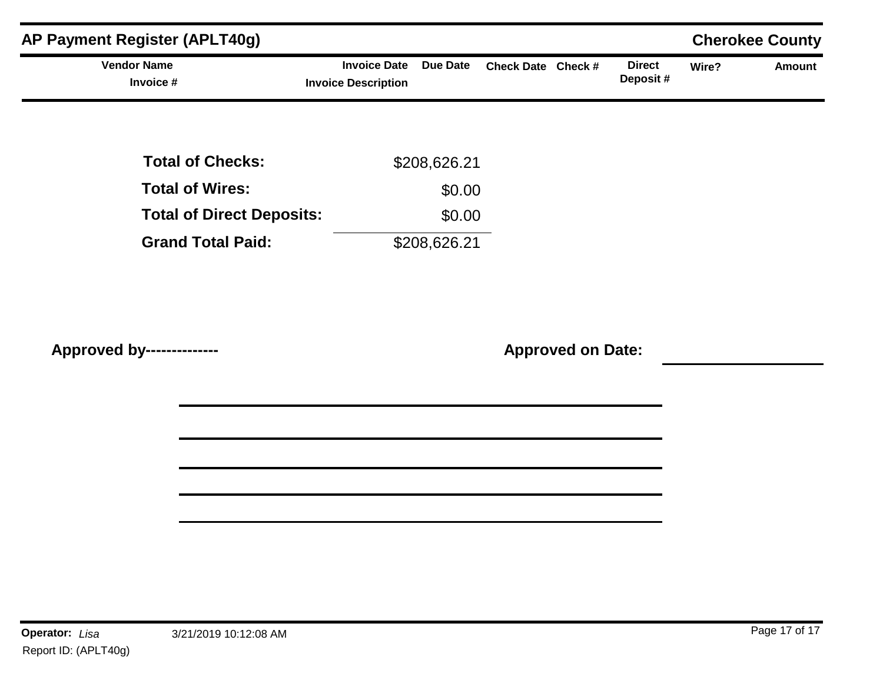## AP Payment Register (APLT40g)

**Cherokee County**

| Vendor Name / Invoice # | Invoice Date / Invoice Description | Due Date | Check Date | Check # | Direct Deposit # | Wire? | Amount |
|---|---|---|---|---|---|---|---|

| | |
|---|---|
| **Total of Checks:** | $208,626.21 |
| **Total of Wires:** | $0.00 |
| **Total of Direct Deposits:** | $0.00 |
| **Grand Total Paid:** | $208,626.21 |

**Approved by--------------**

**Approved on Date:** ____________________

______________________________________________

______________________________________________

______________________________________________

______________________________________________

______________________________________________

**Operator:** *Lisa* 3/21/2019 10:12:08 AM

Report ID: (APLT40g)